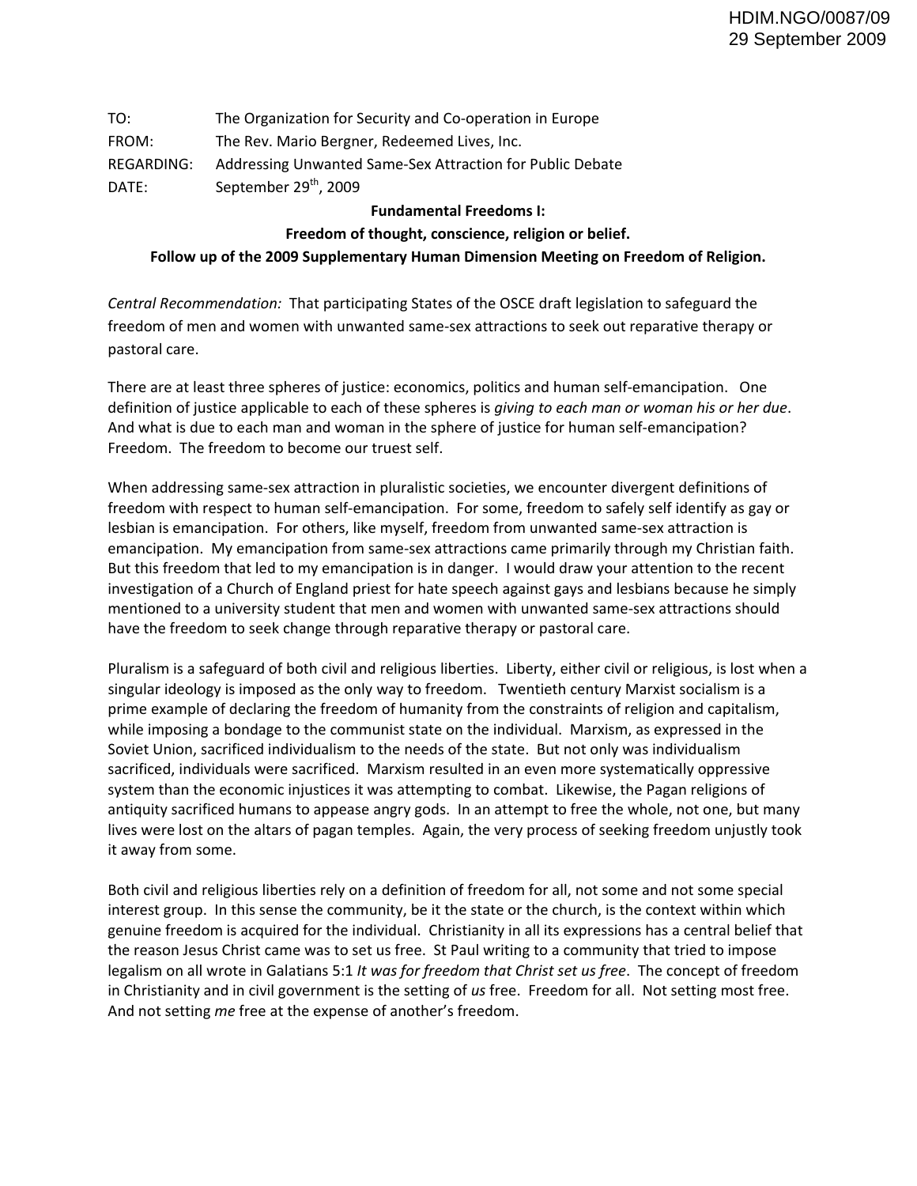HDIM.NGO/0087/09
29 September 2009

TO: The Organization for Security and Co-operation in Europe
FROM: The Rev. Mario Bergner, Redeemed Lives, Inc.
REGARDING: Addressing Unwanted Same-Sex Attraction for Public Debate
DATE: September 29th, 2009

**Fundamental Freedoms I:**
**Freedom of thought, conscience, religion or belief.**
**Follow up of the 2009 Supplementary Human Dimension Meeting on Freedom of Religion.**

*Central Recommendation:* That participating States of the OSCE draft legislation to safeguard the freedom of men and women with unwanted same-sex attractions to seek out reparative therapy or pastoral care.

There are at least three spheres of justice: economics, politics and human self-emancipation. One definition of justice applicable to each of these spheres is *giving to each man or woman his or her due*. And what is due to each man and woman in the sphere of justice for human self-emancipation? Freedom. The freedom to become our truest self.

When addressing same-sex attraction in pluralistic societies, we encounter divergent definitions of freedom with respect to human self-emancipation. For some, freedom to safely self identify as gay or lesbian is emancipation. For others, like myself, freedom from unwanted same-sex attraction is emancipation. My emancipation from same-sex attractions came primarily through my Christian faith. But this freedom that led to my emancipation is in danger. I would draw your attention to the recent investigation of a Church of England priest for hate speech against gays and lesbians because he simply mentioned to a university student that men and women with unwanted same-sex attractions should have the freedom to seek change through reparative therapy or pastoral care.

Pluralism is a safeguard of both civil and religious liberties. Liberty, either civil or religious, is lost when a singular ideology is imposed as the only way to freedom. Twentieth century Marxist socialism is a prime example of declaring the freedom of humanity from the constraints of religion and capitalism, while imposing a bondage to the communist state on the individual. Marxism, as expressed in the Soviet Union, sacrificed individualism to the needs of the state. But not only was individualism sacrificed, individuals were sacrificed. Marxism resulted in an even more systematically oppressive system than the economic injustices it was attempting to combat. Likewise, the Pagan religions of antiquity sacrificed humans to appease angry gods. In an attempt to free the whole, not one, but many lives were lost on the altars of pagan temples. Again, the very process of seeking freedom unjustly took it away from some.

Both civil and religious liberties rely on a definition of freedom for all, not some and not some special interest group. In this sense the community, be it the state or the church, is the context within which genuine freedom is acquired for the individual. Christianity in all its expressions has a central belief that the reason Jesus Christ came was to set us free. St Paul writing to a community that tried to impose legalism on all wrote in Galatians 5:1 *It was for freedom that Christ set us free*. The concept of freedom in Christianity and in civil government is the setting of *us* free. Freedom for all. Not setting most free. And not setting *me* free at the expense of another's freedom.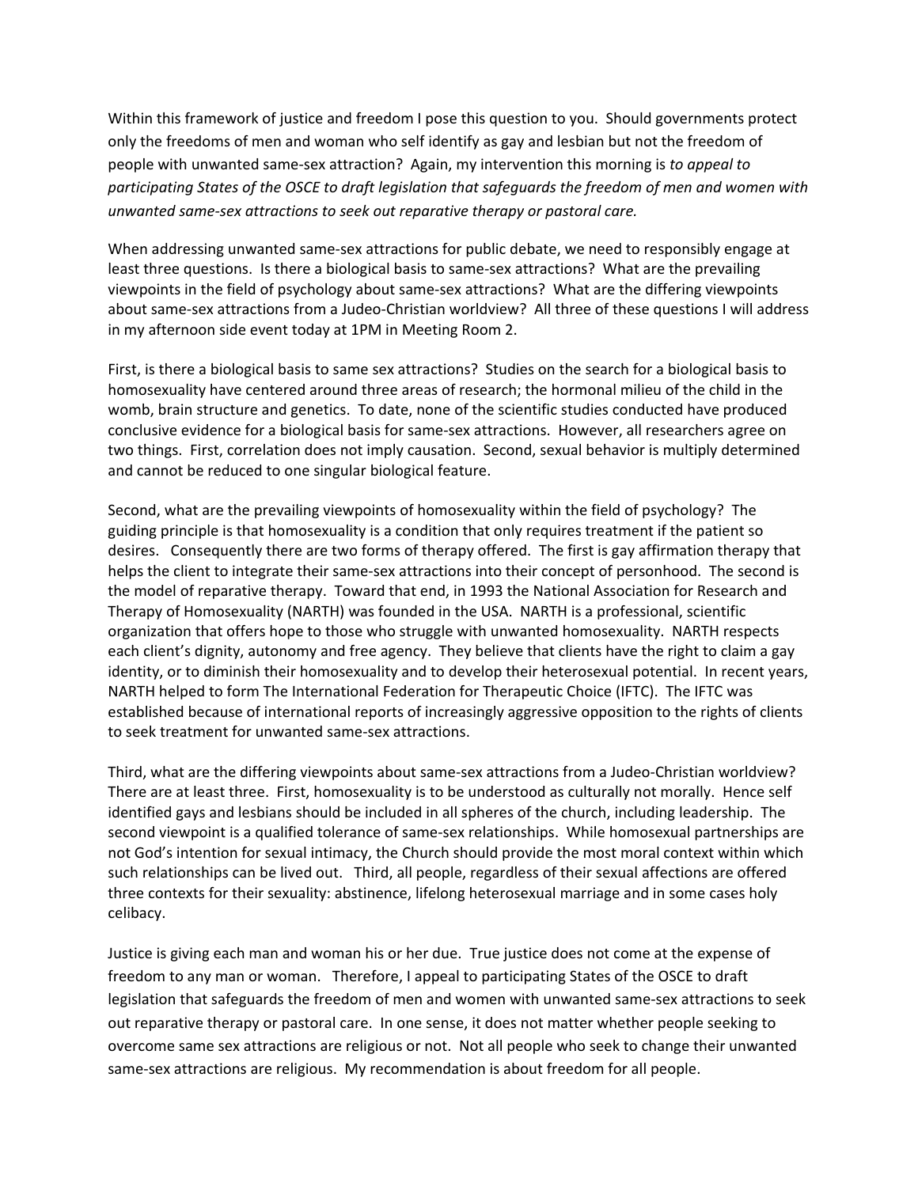Within this framework of justice and freedom I pose this question to you. Should governments protect only the freedoms of men and woman who self identify as gay and lesbian but not the freedom of people with unwanted same-sex attraction? Again, my intervention this morning is *to appeal to participating States of the OSCE to draft legislation that safeguards the freedom of men and women with unwanted same-sex attractions to seek out reparative therapy or pastoral care.*

When addressing unwanted same-sex attractions for public debate, we need to responsibly engage at least three questions. Is there a biological basis to same-sex attractions? What are the prevailing viewpoints in the field of psychology about same-sex attractions? What are the differing viewpoints about same-sex attractions from a Judeo-Christian worldview? All three of these questions I will address in my afternoon side event today at 1PM in Meeting Room 2.

First, is there a biological basis to same sex attractions? Studies on the search for a biological basis to homosexuality have centered around three areas of research; the hormonal milieu of the child in the womb, brain structure and genetics. To date, none of the scientific studies conducted have produced conclusive evidence for a biological basis for same-sex attractions. However, all researchers agree on two things. First, correlation does not imply causation. Second, sexual behavior is multiply determined and cannot be reduced to one singular biological feature.

Second, what are the prevailing viewpoints of homosexuality within the field of psychology? The guiding principle is that homosexuality is a condition that only requires treatment if the patient so desires. Consequently there are two forms of therapy offered. The first is gay affirmation therapy that helps the client to integrate their same-sex attractions into their concept of personhood. The second is the model of reparative therapy. Toward that end, in 1993 the National Association for Research and Therapy of Homosexuality (NARTH) was founded in the USA. NARTH is a professional, scientific organization that offers hope to those who struggle with unwanted homosexuality. NARTH respects each client's dignity, autonomy and free agency. They believe that clients have the right to claim a gay identity, or to diminish their homosexuality and to develop their heterosexual potential. In recent years, NARTH helped to form The International Federation for Therapeutic Choice (IFTC). The IFTC was established because of international reports of increasingly aggressive opposition to the rights of clients to seek treatment for unwanted same-sex attractions.

Third, what are the differing viewpoints about same-sex attractions from a Judeo-Christian worldview? There are at least three. First, homosexuality is to be understood as culturally not morally. Hence self identified gays and lesbians should be included in all spheres of the church, including leadership. The second viewpoint is a qualified tolerance of same-sex relationships. While homosexual partnerships are not God's intention for sexual intimacy, the Church should provide the most moral context within which such relationships can be lived out. Third, all people, regardless of their sexual affections are offered three contexts for their sexuality: abstinence, lifelong heterosexual marriage and in some cases holy celibacy.

Justice is giving each man and woman his or her due. True justice does not come at the expense of freedom to any man or woman. Therefore, I appeal to participating States of the OSCE to draft legislation that safeguards the freedom of men and women with unwanted same-sex attractions to seek out reparative therapy or pastoral care. In one sense, it does not matter whether people seeking to overcome same sex attractions are religious or not. Not all people who seek to change their unwanted same-sex attractions are religious. My recommendation is about freedom for all people.